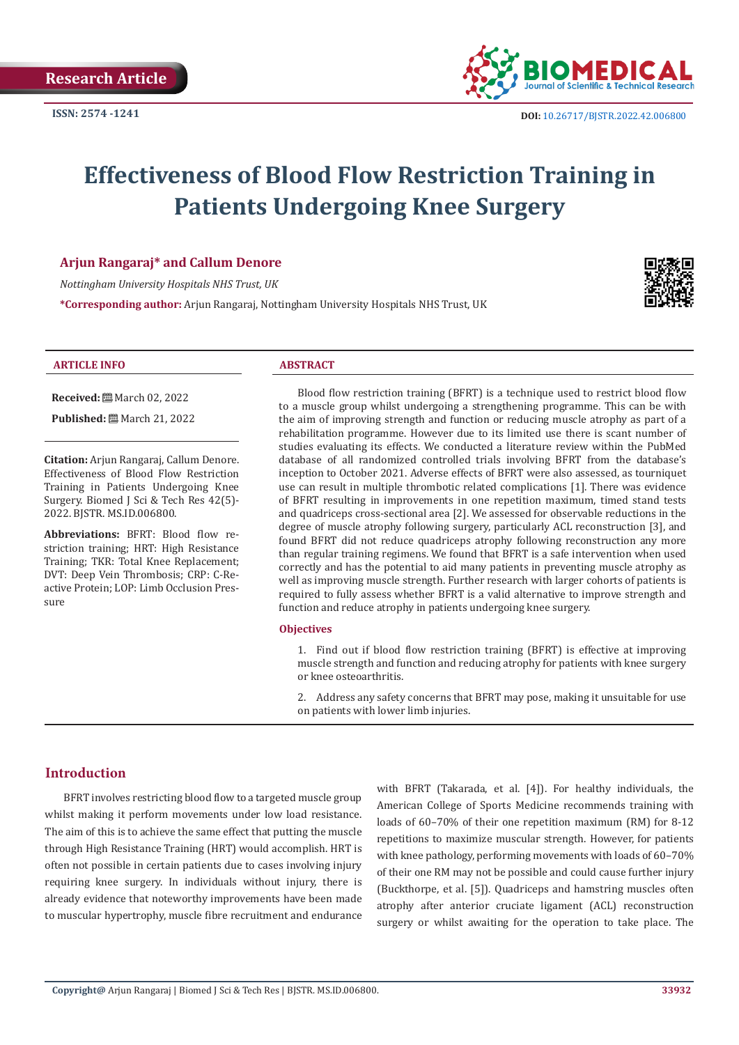Research Article

ISSN: 2574 -1241

DOI: 10.26717/BJSTR.2022.42.006800

# Effectiveness of Blood Flow Restriction Training in Patients Undergoing Knee Surgery

**Arjun Rangaraj* and Callum Denore**

*Nottingham University Hospitals NHS Trust, UK*

***Corresponding author:** Arjun Rangaraj, Nottingham University Hospitals NHS Trust, UK

## ARTICLE INFO

**Received:** March 02, 2022

**Published:** March 21, 2022

**Citation:** Arjun Rangaraj, Callum Denore. Effectiveness of Blood Flow Restriction Training in Patients Undergoing Knee Surgery. Biomed J Sci & Tech Res 42(5)-2022. BJSTR. MS.ID.006800.

**Abbreviations:** BFRT: Blood flow restriction training; HRT: High Resistance Training; TKR: Total Knee Replacement; DVT: Deep Vein Thrombosis; CRP: C-Reactive Protein; LOP: Limb Occlusion Pressure

## ABSTRACT

Blood flow restriction training (BFRT) is a technique used to restrict blood flow to a muscle group whilst undergoing a strengthening programme. This can be with the aim of improving strength and function or reducing muscle atrophy as part of a rehabilitation programme. However due to its limited use there is scant number of studies evaluating its effects. We conducted a literature review within the PubMed database of all randomized controlled trials involving BFRT from the database's inception to October 2021. Adverse effects of BFRT were also assessed, as tourniquet use can result in multiple thrombotic related complications [1]. There was evidence of BFRT resulting in improvements in one repetition maximum, timed stand tests and quadriceps cross-sectional area [2]. We assessed for observable reductions in the degree of muscle atrophy following surgery, particularly ACL reconstruction [3], and found BFRT did not reduce quadriceps atrophy following reconstruction any more than regular training regimens. We found that BFRT is a safe intervention when used correctly and has the potential to aid many patients in preventing muscle atrophy as well as improving muscle strength. Further research with larger cohorts of patients is required to fully assess whether BFRT is a valid alternative to improve strength and function and reduce atrophy in patients undergoing knee surgery.

### Objectives

1. Find out if blood flow restriction training (BFRT) is effective at improving muscle strength and function and reducing atrophy for patients with knee surgery or knee osteoarthritis.

2. Address any safety concerns that BFRT may pose, making it unsuitable for use on patients with lower limb injuries.

## Introduction

BFRT involves restricting blood flow to a targeted muscle group whilst making it perform movements under low load resistance. The aim of this is to achieve the same effect that putting the muscle through High Resistance Training (HRT) would accomplish. HRT is often not possible in certain patients due to cases involving injury requiring knee surgery. In individuals without injury, there is already evidence that noteworthy improvements have been made to muscular hypertrophy, muscle fibre recruitment and endurance with BFRT (Takarada, et al. [4]). For healthy individuals, the American College of Sports Medicine recommends training with loads of 60–70% of their one repetition maximum (RM) for 8-12 repetitions to maximize muscular strength. However, for patients with knee pathology, performing movements with loads of 60–70% of their one RM may not be possible and could cause further injury (Buckthorpe, et al. [5]). Quadriceps and hamstring muscles often atrophy after anterior cruciate ligament (ACL) reconstruction surgery or whilst awaiting for the operation to take place. The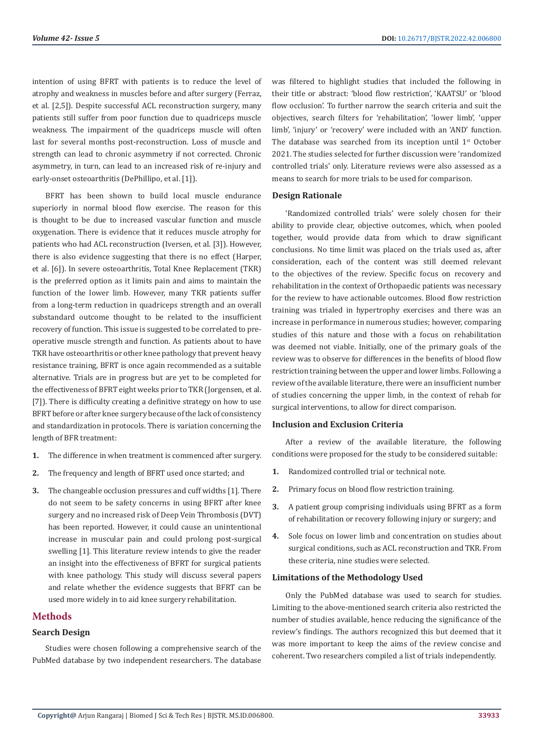intention of using BFRT with patients is to reduce the level of atrophy and weakness in muscles before and after surgery (Ferraz, et al. [2,5]). Despite successful ACL reconstruction surgery, many patients still suffer from poor function due to quadriceps muscle weakness. The impairment of the quadriceps muscle will often last for several months post-reconstruction. Loss of muscle and strength can lead to chronic asymmetry if not corrected. Chronic asymmetry, in turn, can lead to an increased risk of re-injury and early-onset osteoarthritis (DePhillipo, et al. [1]).

BFRT has been shown to build local muscle endurance superiorly in normal blood flow exercise. The reason for this is thought to be due to increased vascular function and muscle oxygenation. There is evidence that it reduces muscle atrophy for patients who had ACL reconstruction (Iversen, et al. [3]). However, there is also evidence suggesting that there is no effect (Harper, et al. [6]). In severe osteoarthritis, Total Knee Replacement (TKR) is the preferred option as it limits pain and aims to maintain the function of the lower limb. However, many TKR patients suffer from a long-term reduction in quadriceps strength and an overall substandard outcome thought to be related to the insufficient recovery of function. This issue is suggested to be correlated to pre-operative muscle strength and function. As patients about to have TKR have osteoarthritis or other knee pathology that prevent heavy resistance training, BFRT is once again recommended as a suitable alternative. Trials are in progress but are yet to be completed for the effectiveness of BFRT eight weeks prior to TKR (Jorgensen, et al. [7]). There is difficulty creating a definitive strategy on how to use BFRT before or after knee surgery because of the lack of consistency and standardization in protocols. There is variation concerning the length of BFR treatment:

1. The difference in when treatment is commenced after surgery.
2. The frequency and length of BFRT used once started; and
3. The changeable occlusion pressures and cuff widths [1]. There do not seem to be safety concerns in using BFRT after knee surgery and no increased risk of Deep Vein Thrombosis (DVT) has been reported. However, it could cause an unintentional increase in muscular pain and could prolong post-surgical swelling [1]. This literature review intends to give the reader an insight into the effectiveness of BFRT for surgical patients with knee pathology. This study will discuss several papers and relate whether the evidence suggests that BFRT can be used more widely in to aid knee surgery rehabilitation.

## Methods

### Search Design

Studies were chosen following a comprehensive search of the PubMed database by two independent researchers. The database was filtered to highlight studies that included the following in their title or abstract: 'blood flow restriction', 'KAATSU' or 'blood flow occlusion'. To further narrow the search criteria and suit the objectives, search filters for 'rehabilitation', 'lower limb', 'upper limb', 'injury' or 'recovery' were included with an 'AND' function. The database was searched from its inception until 1st October 2021. The studies selected for further discussion were 'randomized controlled trials' only. Literature reviews were also assessed as a means to search for more trials to be used for comparison.

### Design Rationale

'Randomized controlled trials' were solely chosen for their ability to provide clear, objective outcomes, which, when pooled together, would provide data from which to draw significant conclusions. No time limit was placed on the trials used as, after consideration, each of the content was still deemed relevant to the objectives of the review. Specific focus on recovery and rehabilitation in the context of Orthopaedic patients was necessary for the review to have actionable outcomes. Blood flow restriction training was trialed in hypertrophy exercises and there was an increase in performance in numerous studies; however, comparing studies of this nature and those with a focus on rehabilitation was deemed not viable. Initially, one of the primary goals of the review was to observe for differences in the benefits of blood flow restriction training between the upper and lower limbs. Following a review of the available literature, there were an insufficient number of studies concerning the upper limb, in the context of rehab for surgical interventions, to allow for direct comparison.

### Inclusion and Exclusion Criteria

After a review of the available literature, the following conditions were proposed for the study to be considered suitable:

1. Randomized controlled trial or technical note.
2. Primary focus on blood flow restriction training.
3. A patient group comprising individuals using BFRT as a form of rehabilitation or recovery following injury or surgery; and
4. Sole focus on lower limb and concentration on studies about surgical conditions, such as ACL reconstruction and TKR. From these criteria, nine studies were selected.

### Limitations of the Methodology Used

Only the PubMed database was used to search for studies. Limiting to the above-mentioned search criteria also restricted the number of studies available, hence reducing the significance of the review's findings. The authors recognized this but deemed that it was more important to keep the aims of the review concise and coherent. Two researchers compiled a list of trials independently.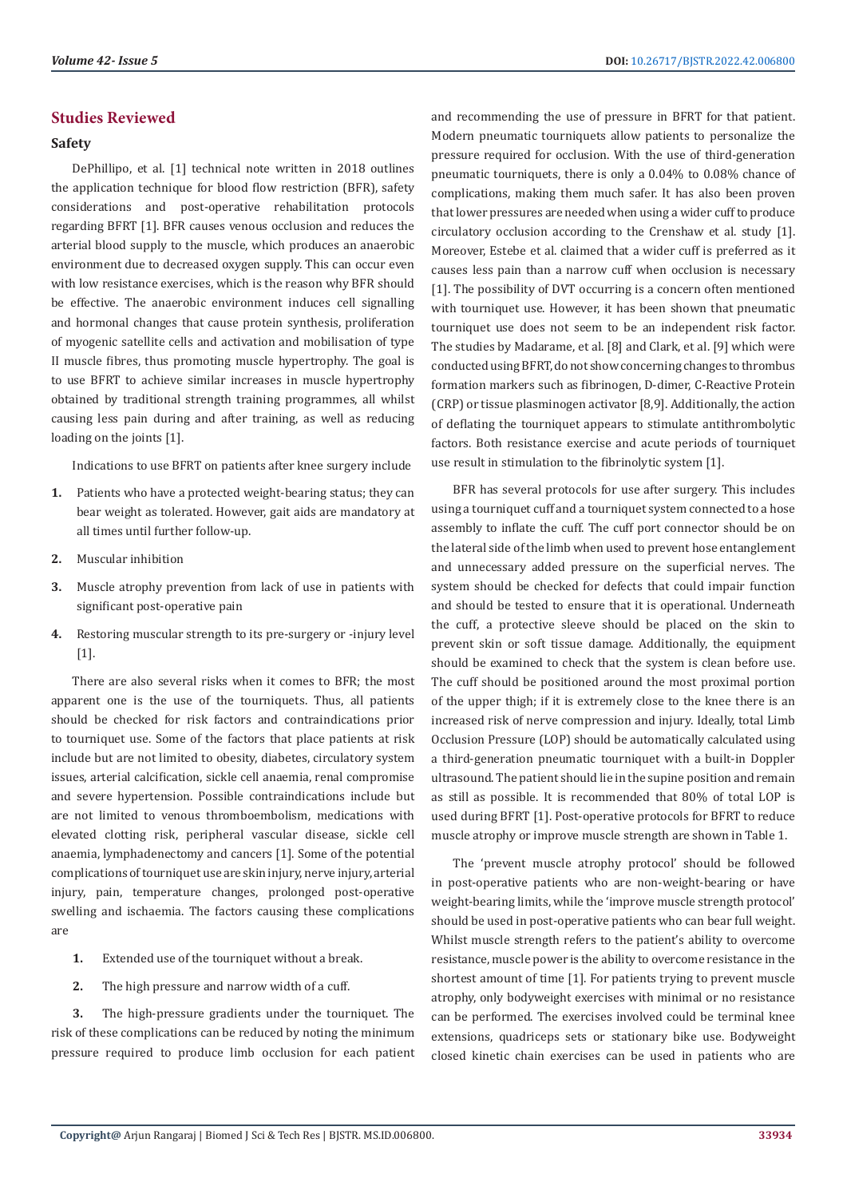## Studies Reviewed

### Safety

DePhillipo, et al. [1] technical note written in 2018 outlines the application technique for blood flow restriction (BFR), safety considerations and post-operative rehabilitation protocols regarding BFRT [1]. BFR causes venous occlusion and reduces the arterial blood supply to the muscle, which produces an anaerobic environment due to decreased oxygen supply. This can occur even with low resistance exercises, which is the reason why BFR should be effective. The anaerobic environment induces cell signalling and hormonal changes that cause protein synthesis, proliferation of myogenic satellite cells and activation and mobilisation of type II muscle fibres, thus promoting muscle hypertrophy. The goal is to use BFRT to achieve similar increases in muscle hypertrophy obtained by traditional strength training programmes, all whilst causing less pain during and after training, as well as reducing loading on the joints [1].

Indications to use BFRT on patients after knee surgery include

1. Patients who have a protected weight-bearing status; they can bear weight as tolerated. However, gait aids are mandatory at all times until further follow-up.
2. Muscular inhibition
3. Muscle atrophy prevention from lack of use in patients with significant post-operative pain
4. Restoring muscular strength to its pre-surgery or -injury level [1].

There are also several risks when it comes to BFR; the most apparent one is the use of the tourniquets. Thus, all patients should be checked for risk factors and contraindications prior to tourniquet use. Some of the factors that place patients at risk include but are not limited to obesity, diabetes, circulatory system issues, arterial calcification, sickle cell anaemia, renal compromise and severe hypertension. Possible contraindications include but are not limited to venous thromboembolism, medications with elevated clotting risk, peripheral vascular disease, sickle cell anaemia, lymphadenectomy and cancers [1]. Some of the potential complications of tourniquet use are skin injury, nerve injury, arterial injury, pain, temperature changes, prolonged post-operative swelling and ischaemia. The factors causing these complications are

1. Extended use of the tourniquet without a break.
2. The high pressure and narrow width of a cuff.
3. The high-pressure gradients under the tourniquet. The risk of these complications can be reduced by noting the minimum pressure required to produce limb occlusion for each patient and recommending the use of pressure in BFRT for that patient. Modern pneumatic tourniquets allow patients to personalize the pressure required for occlusion. With the use of third-generation pneumatic tourniquets, there is only a 0.04% to 0.08% chance of complications, making them much safer. It has also been proven that lower pressures are needed when using a wider cuff to produce circulatory occlusion according to the Crenshaw et al. study [1]. Moreover, Estebe et al. claimed that a wider cuff is preferred as it causes less pain than a narrow cuff when occlusion is necessary [1]. The possibility of DVT occurring is a concern often mentioned with tourniquet use. However, it has been shown that pneumatic tourniquet use does not seem to be an independent risk factor. The studies by Madarame, et al. [8] and Clark, et al. [9] which were conducted using BFRT, do not show concerning changes to thrombus formation markers such as fibrinogen, D-dimer, C-Reactive Protein (CRP) or tissue plasminogen activator [8,9]. Additionally, the action of deflating the tourniquet appears to stimulate antithrombolytic factors. Both resistance exercise and acute periods of tourniquet use result in stimulation to the fibrinolytic system [1].

BFR has several protocols for use after surgery. This includes using a tourniquet cuff and a tourniquet system connected to a hose assembly to inflate the cuff. The cuff port connector should be on the lateral side of the limb when used to prevent hose entanglement and unnecessary added pressure on the superficial nerves. The system should be checked for defects that could impair function and should be tested to ensure that it is operational. Underneath the cuff, a protective sleeve should be placed on the skin to prevent skin or soft tissue damage. Additionally, the equipment should be examined to check that the system is clean before use. The cuff should be positioned around the most proximal portion of the upper thigh; if it is extremely close to the knee there is an increased risk of nerve compression and injury. Ideally, total Limb Occlusion Pressure (LOP) should be automatically calculated using a third-generation pneumatic tourniquet with a built-in Doppler ultrasound. The patient should lie in the supine position and remain as still as possible. It is recommended that 80% of total LOP is used during BFRT [1]. Post-operative protocols for BFRT to reduce muscle atrophy or improve muscle strength are shown in Table 1.

The 'prevent muscle atrophy protocol' should be followed in post-operative patients who are non-weight-bearing or have weight-bearing limits, while the 'improve muscle strength protocol' should be used in post-operative patients who can bear full weight. Whilst muscle strength refers to the patient's ability to overcome resistance, muscle power is the ability to overcome resistance in the shortest amount of time [1]. For patients trying to prevent muscle atrophy, only bodyweight exercises with minimal or no resistance can be performed. The exercises involved could be terminal knee extensions, quadriceps sets or stationary bike use. Bodyweight closed kinetic chain exercises can be used in patients who are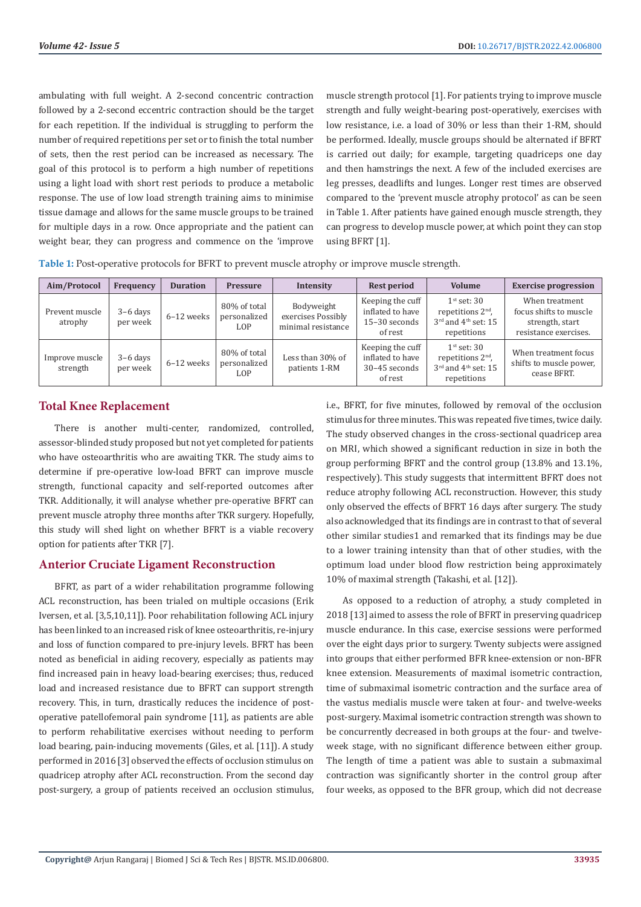ambulating with full weight. A 2-second concentric contraction followed by a 2-second eccentric contraction should be the target for each repetition. If the individual is struggling to perform the number of required repetitions per set or to finish the total number of sets, then the rest period can be increased as necessary. The goal of this protocol is to perform a high number of repetitions using a light load with short rest periods to produce a metabolic response. The use of low load strength training aims to minimise tissue damage and allows for the same muscle groups to be trained for multiple days in a row. Once appropriate and the patient can weight bear, they can progress and commence on the 'improve muscle strength protocol [1]. For patients trying to improve muscle strength and fully weight-bearing post-operatively, exercises with low resistance, i.e. a load of 30% or less than their 1-RM, should be performed. Ideally, muscle groups should be alternated if BFRT is carried out daily; for example, targeting quadriceps one day and then hamstrings the next. A few of the included exercises are leg presses, deadlifts and lunges. Longer rest times are observed compared to the 'prevent muscle atrophy protocol' as can be seen in Table 1. After patients have gained enough muscle strength, they can progress to develop muscle power, at which point they can stop using BFRT [1].

**Table 1:** Post-operative protocols for BFRT to prevent muscle atrophy or improve muscle strength.

| Aim/Protocol | Frequency | Duration | Pressure | Intensity | Rest period | Volume | Exercise progression |
|---|---|---|---|---|---|---|---|
| Prevent muscle atrophy | 3–6 days per week | 6–12 weeks | 80% of total personalized LOP | Bodyweight exercises Possibly minimal resistance | Keeping the cuff inflated to have 15–30 seconds of rest | 1st set: 30 repetitions 2nd, 3rd and 4th set: 15 repetitions | When treatment focus shifts to muscle strength, start resistance exercises. |
| Improve muscle strength | 3–6 days per week | 6–12 weeks | 80% of total personalized LOP | Less than 30% of patients 1-RM | Keeping the cuff inflated to have 30–45 seconds of rest | 1st set: 30 repetitions 2nd, 3rd and 4th set: 15 repetitions | When treatment focus shifts to muscle power, cease BFRT. |

## Total Knee Replacement

There is another multi-center, randomized, controlled, assessor-blinded study proposed but not yet completed for patients who have osteoarthritis who are awaiting TKR. The study aims to determine if pre-operative low-load BFRT can improve muscle strength, functional capacity and self-reported outcomes after TKR. Additionally, it will analyse whether pre-operative BFRT can prevent muscle atrophy three months after TKR surgery. Hopefully, this study will shed light on whether BFRT is a viable recovery option for patients after TKR [7].

## Anterior Cruciate Ligament Reconstruction

BFRT, as part of a wider rehabilitation programme following ACL reconstruction, has been trialed on multiple occasions (Erik Iversen, et al. [3,5,10,11]). Poor rehabilitation following ACL injury has been linked to an increased risk of knee osteoarthritis, re-injury and loss of function compared to pre-injury levels. BFRT has been noted as beneficial in aiding recovery, especially as patients may find increased pain in heavy load-bearing exercises; thus, reduced load and increased resistance due to BFRT can support strength recovery. This, in turn, drastically reduces the incidence of post-operative patellofemoral pain syndrome [11], as patients are able to perform rehabilitative exercises without needing to perform load bearing, pain-inducing movements (Giles, et al. [11]). A study performed in 2016 [3] observed the effects of occlusion stimulus on quadricep atrophy after ACL reconstruction. From the second day post-surgery, a group of patients received an occlusion stimulus, i.e., BFRT, for five minutes, followed by removal of the occlusion stimulus for three minutes. This was repeated five times, twice daily. The study observed changes in the cross-sectional quadricep area on MRI, which showed a significant reduction in size in both the group performing BFRT and the control group (13.8% and 13.1%, respectively). This study suggests that intermittent BFRT does not reduce atrophy following ACL reconstruction. However, this study only observed the effects of BFRT 16 days after surgery. The study also acknowledged that its findings are in contrast to that of several other similar studies1 and remarked that its findings may be due to a lower training intensity than that of other studies, with the optimum load under blood flow restriction being approximately 10% of maximal strength (Takashi, et al. [12]).

As opposed to a reduction of atrophy, a study completed in 2018 [13] aimed to assess the role of BFRT in preserving quadricep muscle endurance. In this case, exercise sessions were performed over the eight days prior to surgery. Twenty subjects were assigned into groups that either performed BFR knee-extension or non-BFR knee extension. Measurements of maximal isometric contraction, time of submaximal isometric contraction and the surface area of the vastus medialis muscle were taken at four- and twelve-weeks post-surgery. Maximal isometric contraction strength was shown to be concurrently decreased in both groups at the four- and twelve-week stage, with no significant difference between either group. The length of time a patient was able to sustain a submaximal contraction was significantly shorter in the control group after four weeks, as opposed to the BFR group, which did not decrease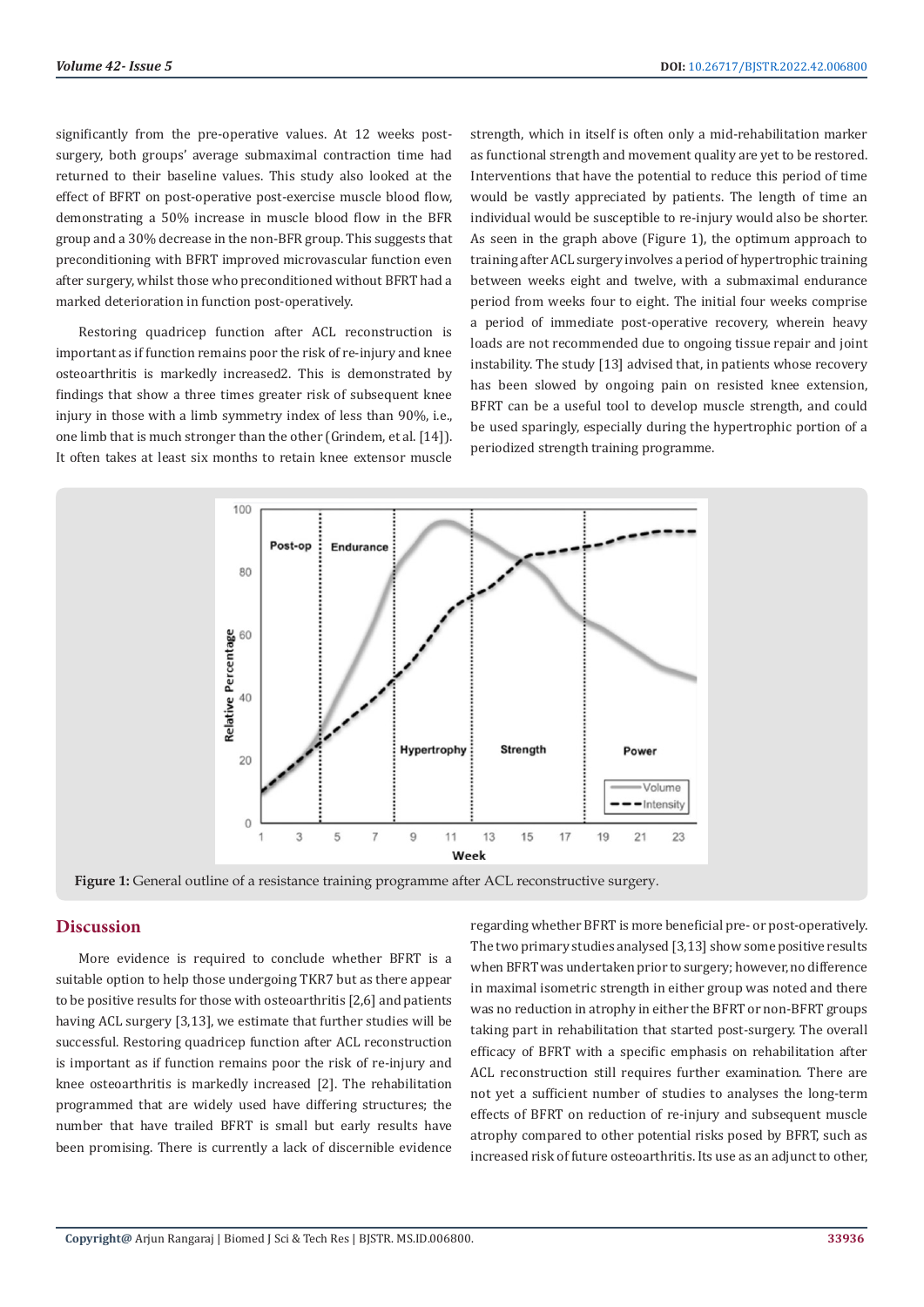significantly from the pre-operative values. At 12 weeks post-surgery, both groups' average submaximal contraction time had returned to their baseline values. This study also looked at the effect of BFRT on post-operative post-exercise muscle blood flow, demonstrating a 50% increase in muscle blood flow in the BFR group and a 30% decrease in the non-BFR group. This suggests that preconditioning with BFRT improved microvascular function even after surgery, whilst those who preconditioned without BFRT had a marked deterioration in function post-operatively.

Restoring quadricep function after ACL reconstruction is important as if function remains poor the risk of re-injury and knee osteoarthritis is markedly increased2. This is demonstrated by findings that show a three times greater risk of subsequent knee injury in those with a limb symmetry index of less than 90%, i.e., one limb that is much stronger than the other (Grindem, et al. [14]). It often takes at least six months to retain knee extensor muscle strength, which in itself is often only a mid-rehabilitation marker as functional strength and movement quality are yet to be restored. Interventions that have the potential to reduce this period of time would be vastly appreciated by patients. The length of time an individual would be susceptible to re-injury would also be shorter. As seen in the graph above (Figure 1), the optimum approach to training after ACL surgery involves a period of hypertrophic training between weeks eight and twelve, with a submaximal endurance period from weeks four to eight. The initial four weeks comprise a period of immediate post-operative recovery, wherein heavy loads are not recommended due to ongoing tissue repair and joint instability. The study [13] advised that, in patients whose recovery has been slowed by ongoing pain on resisted knee extension, BFRT can be a useful tool to develop muscle strength, and could be used sparingly, especially during the hypertrophic portion of a periodized strength training programme.

**Figure 1:** General outline of a resistance training programme after ACL reconstructive surgery.

## Discussion

More evidence is required to conclude whether BFRT is a suitable option to help those undergoing TKR7 but as there appear to be positive results for those with osteoarthritis [2,6] and patients having ACL surgery [3,13], we estimate that further studies will be successful. Restoring quadricep function after ACL reconstruction is important as if function remains poor the risk of re-injury and knee osteoarthritis is markedly increased [2]. The rehabilitation programmed that are widely used have differing structures; the number that have trailed BFRT is small but early results have been promising. There is currently a lack of discernible evidence regarding whether BFRT is more beneficial pre- or post-operatively. The two primary studies analysed [3,13] show some positive results when BFRT was undertaken prior to surgery; however, no difference in maximal isometric strength in either group was noted and there was no reduction in atrophy in either the BFRT or non-BFRT groups taking part in rehabilitation that started post-surgery. The overall efficacy of BFRT with a specific emphasis on rehabilitation after ACL reconstruction still requires further examination. There are not yet a sufficient number of studies to analyses the long-term effects of BFRT on reduction of re-injury and subsequent muscle atrophy compared to other potential risks posed by BFRT, such as increased risk of future osteoarthritis. Its use as an adjunct to other,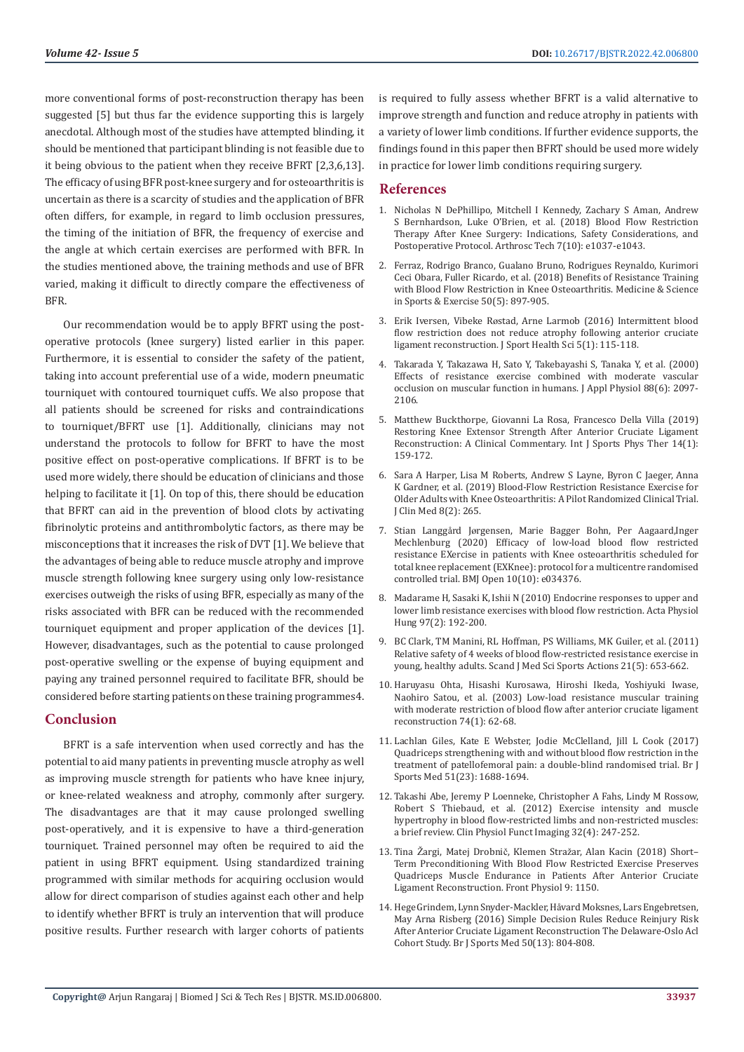more conventional forms of post-reconstruction therapy has been suggested [5] but thus far the evidence supporting this is largely anecdotal. Although most of the studies have attempted blinding, it should be mentioned that participant blinding is not feasible due to it being obvious to the patient when they receive BFRT [2,3,6,13]. The efficacy of using BFR post-knee surgery and for osteoarthritis is uncertain as there is a scarcity of studies and the application of BFR often differs, for example, in regard to limb occlusion pressures, the timing of the initiation of BFR, the frequency of exercise and the angle at which certain exercises are performed with BFR. In the studies mentioned above, the training methods and use of BFR varied, making it difficult to directly compare the effectiveness of BFR.

Our recommendation would be to apply BFRT using the post-operative protocols (knee surgery) listed earlier in this paper. Furthermore, it is essential to consider the safety of the patient, taking into account preferential use of a wide, modern pneumatic tourniquet with contoured tourniquet cuffs. We also propose that all patients should be screened for risks and contraindications to tourniquet/BFRT use [1]. Additionally, clinicians may not understand the protocols to follow for BFRT to have the most positive effect on post-operative complications. If BFRT is to be used more widely, there should be education of clinicians and those helping to facilitate it [1]. On top of this, there should be education that BFRT can aid in the prevention of blood clots by activating fibrinolytic proteins and antithrombolytic factors, as there may be misconceptions that it increases the risk of DVT [1]. We believe that the advantages of being able to reduce muscle atrophy and improve muscle strength following knee surgery using only low-resistance exercises outweigh the risks of using BFR, especially as many of the risks associated with BFR can be reduced with the recommended tourniquet equipment and proper application of the devices [1]. However, disadvantages, such as the potential to cause prolonged post-operative swelling or the expense of buying equipment and paying any trained personnel required to facilitate BFR, should be considered before starting patients on these training programmes4.

## Conclusion

BFRT is a safe intervention when used correctly and has the potential to aid many patients in preventing muscle atrophy as well as improving muscle strength for patients who have knee injury, or knee-related weakness and atrophy, commonly after surgery. The disadvantages are that it may cause prolonged swelling post-operatively, and it is expensive to have a third-generation tourniquet. Trained personnel may often be required to aid the patient in using BFRT equipment. Using standardized training programmed with similar methods for acquiring occlusion would allow for direct comparison of studies against each other and help to identify whether BFRT is truly an intervention that will produce positive results. Further research with larger cohorts of patients is required to fully assess whether BFRT is a valid alternative to improve strength and function and reduce atrophy in patients with a variety of lower limb conditions. If further evidence supports, the findings found in this paper then BFRT should be used more widely in practice for lower limb conditions requiring surgery.

## References

1. Nicholas N DePhillipo, Mitchell I Kennedy, Zachary S Aman, Andrew S Bernhardson, Luke O'Brien, et al. (2018) Blood Flow Restriction Therapy After Knee Surgery: Indications, Safety Considerations, and Postoperative Protocol. Arthrosc Tech 7(10): e1037-e1043.
2. Ferraz, Rodrigo Branco, Gualano Bruno, Rodrigues Reynaldo, Kurimori Ceci Obara, Fuller Ricardo, et al. (2018) Benefits of Resistance Training with Blood Flow Restriction in Knee Osteoarthritis. Medicine & Science in Sports & Exercise 50(5): 897-905.
3. Erik Iversen, Vibeke Røstad, Arne Larmob (2016) Intermittent blood flow restriction does not reduce atrophy following anterior cruciate ligament reconstruction. J Sport Health Sci 5(1): 115-118.
4. Takarada Y, Takazawa H, Sato Y, Takebayashi S, Tanaka Y, et al. (2000) Effects of resistance exercise combined with moderate vascular occlusion on muscular function in humans. J Appl Physiol 88(6): 2097-2106.
5. Matthew Buckthorpe, Giovanni La Rosa, Francesco Della Villa (2019) Restoring Knee Extensor Strength After Anterior Cruciate Ligament Reconstruction: A Clinical Commentary. Int J Sports Phys Ther 14(1): 159-172.
6. Sara A Harper, Lisa M Roberts, Andrew S Layne, Byron C Jaeger, Anna K Gardner, et al. (2019) Blood-Flow Restriction Resistance Exercise for Older Adults with Knee Osteoarthritis: A Pilot Randomized Clinical Trial. J Clin Med 8(2): 265.
7. Stian Langgård Jørgensen, Marie Bagger Bohn, Per Aagaard,Inger Mechlenburg (2020) Efficacy of low-load blood flow restricted resistance EXercise in patients with Knee osteoarthritis scheduled for total knee replacement (EXKnee): protocol for a multicentre randomised controlled trial. BMJ Open 10(10): e034376.
8. Madarame H, Sasaki K, Ishii N (2010) Endocrine responses to upper and lower limb resistance exercises with blood flow restriction. Acta Physiol Hung 97(2): 192-200.
9. BC Clark, TM Manini, RL Hoffman, PS Williams, MK Guiler, et al. (2011) Relative safety of 4 weeks of blood flow-restricted resistance exercise in young, healthy adults. Scand J Med Sci Sports Actions 21(5): 653-662.
10. Haruyasu Ohta, Hisashi Kurosawa, Hiroshi Ikeda, Yoshiyuki Iwase, Naohiro Satou, et al. (2003) Low-load resistance muscular training with moderate restriction of blood flow after anterior cruciate ligament reconstruction 74(1): 62-68.
11. Lachlan Giles, Kate E Webster, Jodie McClelland, Jill L Cook (2017) Quadriceps strengthening with and without blood flow restriction in the treatment of patellofemoral pain: a double-blind randomised trial. Br J Sports Med 51(23): 1688-1694.
12. Takashi Abe, Jeremy P Loenneke, Christopher A Fahs, Lindy M Rossow, Robert S Thiebaud, et al. (2012) Exercise intensity and muscle hypertrophy in blood flow-restricted limbs and non-restricted muscles: a brief review. Clin Physiol Funct Imaging 32(4): 247-252.
13. Tina Žargi, Matej Drobnič, Klemen Stražar, Alan Kacin (2018) Short–Term Preconditioning With Blood Flow Restricted Exercise Preserves Quadriceps Muscle Endurance in Patients After Anterior Cruciate Ligament Reconstruction. Front Physiol 9: 1150.
14. Hege Grindem, Lynn Snyder-Mackler, Håvard Moksnes, Lars Engebretsen, May Arna Risberg (2016) Simple Decision Rules Reduce Reinjury Risk After Anterior Cruciate Ligament Reconstruction The Delaware-Oslo Acl Cohort Study. Br J Sports Med 50(13): 804-808.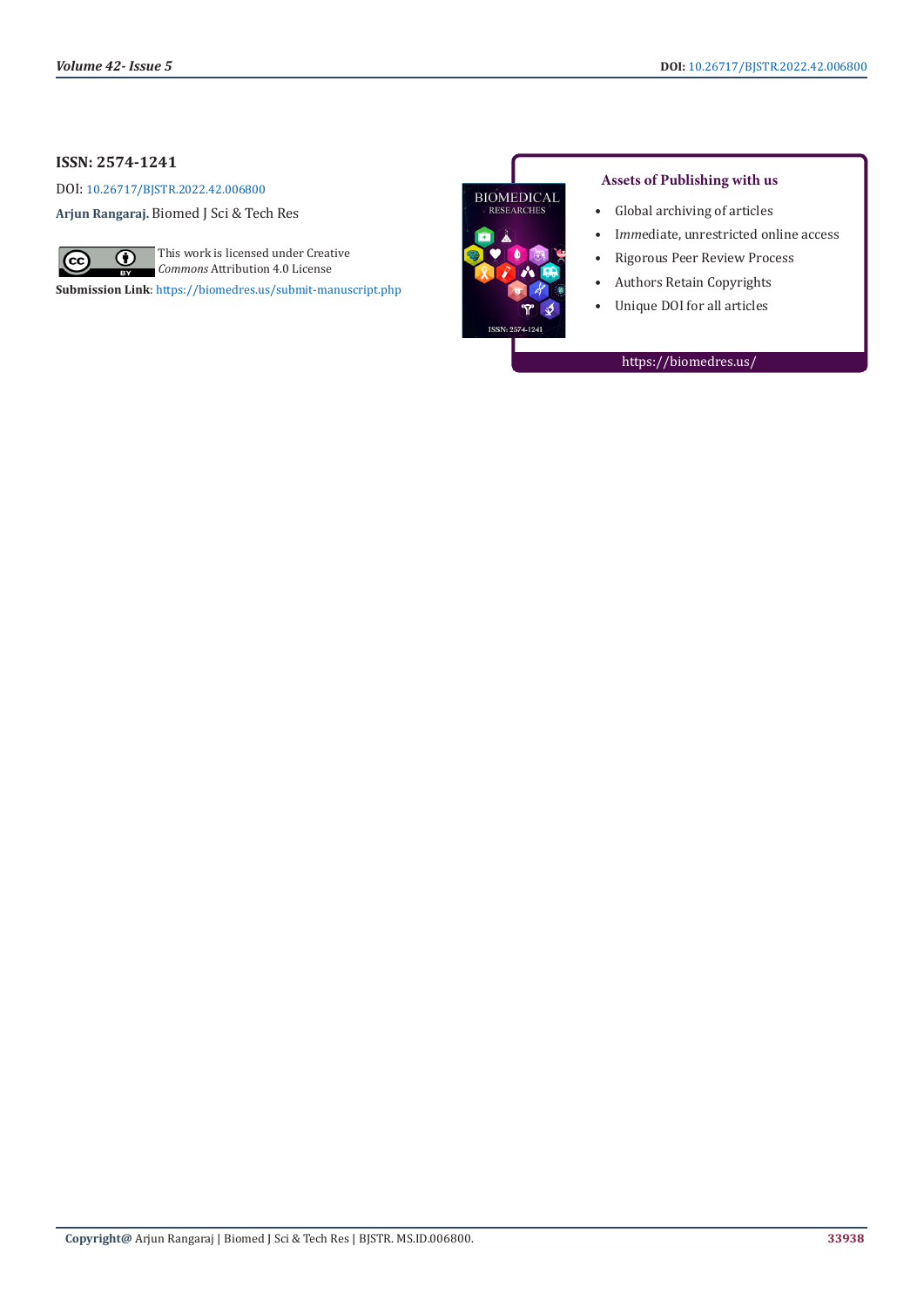**ISSN: 2574-1241**

DOI: 10.26717/BJSTR.2022.42.006800

**Arjun Rangaraj**. Biomed J Sci & Tech Res

This work is licensed under Creative *Commons* Attribution 4.0 License

**Submission Link**: https://biomedres.us/submit-manuscript.php

**Assets of Publishing with us**

- Global archiving of articles
- Immediate, unrestricted online access
- Rigorous Peer Review Process
- Authors Retain Copyrights
- Unique DOI for all articles

https://biomedres.us/